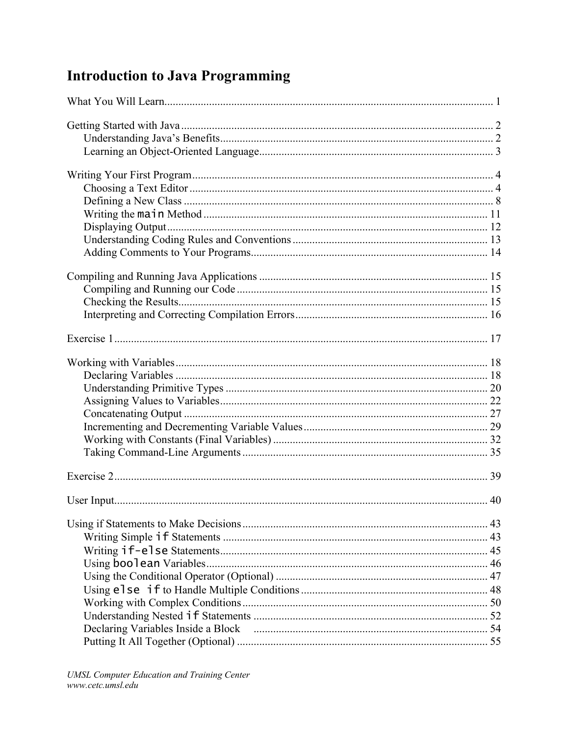# Introduction to Java Programming

What You Will Learn ........................................................................ 1

Getting Started with Java ........................................................................ 2
- Understanding Java's Benefits ........................................................................ 2
- Learning an Object-Oriented Language ........................................................................ 3

Writing Your First Program ........................................................................ 4
- Choosing a Text Editor ........................................................................ 4
- Defining a New Class ........................................................................ 8
- Writing the `main` Method ........................................................................ 11
- Displaying Output ........................................................................ 12
- Understanding Coding Rules and Conventions ........................................................................ 13
- Adding Comments to Your Programs ........................................................................ 14

Compiling and Running Java Applications ........................................................................ 15
- Compiling and Running our Code ........................................................................ 15
- Checking the Results ........................................................................ 15
- Interpreting and Correcting Compilation Errors ........................................................................ 16

Exercise 1 ........................................................................ 17

Working with Variables ........................................................................ 18
- Declaring Variables ........................................................................ 18
- Understanding Primitive Types ........................................................................ 20
- Assigning Values to Variables ........................................................................ 22
- Concatenating Output ........................................................................ 27
- Incrementing and Decrementing Variable Values ........................................................................ 29
- Working with Constants (Final Variables) ........................................................................ 32
- Taking Command-Line Arguments ........................................................................ 35

Exercise 2 ........................................................................ 39

User Input ........................................................................ 40

Using if Statements to Make Decisions ........................................................................ 43
- Writing Simple `if` Statements ........................................................................ 43
- Writing `if-else` Statements ........................................................................ 45
- Using `boolean` Variables ........................................................................ 46
- Using the Conditional Operator (Optional) ........................................................................ 47
- Using `else if` to Handle Multiple Conditions ........................................................................ 48
- Working with Complex Conditions ........................................................................ 50
- Understanding Nested `if` Statements ........................................................................ 52
- Declaring Variables Inside a Block ........................................................................ 54
- Putting It All Together (Optional) ........................................................................ 55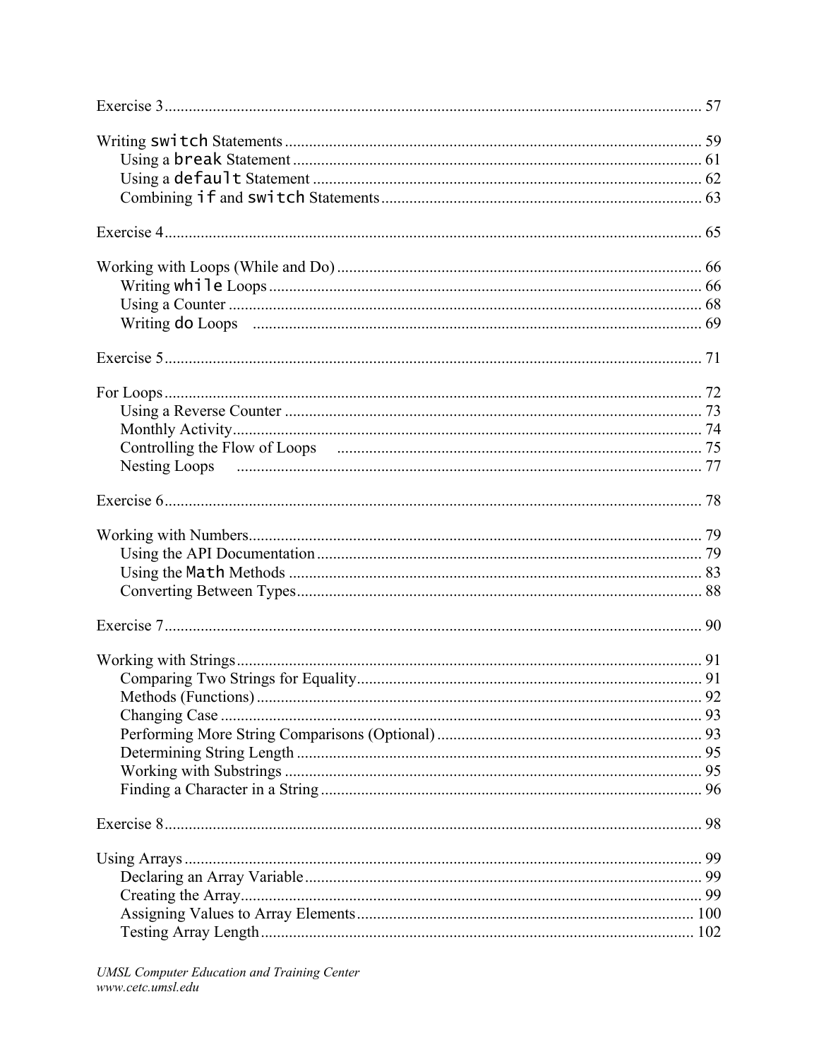Exercise 3 .................................................................................................................... 57

Writing `switch` Statements ....................................................................................... 59
- Using a `break` Statement ..................................................................................... 61
- Using a `default` Statement ................................................................................. 62
- Combining `if` and `switch` Statements ............................................................. 63

Exercise 4 .................................................................................................................... 65

Working with Loops (While and Do) ......................................................................... 66
- Writing `while` Loops .......................................................................................... 66
- Using a Counter ..................................................................................................... 68
- Writing `do` Loops ............................................................................................... 69

Exercise 5 .................................................................................................................... 71

For Loops .................................................................................................................... 72
- Using a Reverse Counter ....................................................................................... 73
- Monthly Activity .................................................................................................... 74
- Controlling the Flow of Loops .............................................................................. 75
- Nesting Loops ........................................................................................................ 77

Exercise 6 .................................................................................................................... 78

Working with Numbers ................................................................................................ 79
- Using the API Documentation ............................................................................... 79
- Using the `Math` Methods ..................................................................................... 83
- Converting Between Types .................................................................................... 88

Exercise 7 .................................................................................................................... 90

Working with Strings ................................................................................................... 91
- Comparing Two Strings for Equality ..................................................................... 91
- Methods (Functions) .............................................................................................. 92
- Changing Case ....................................................................................................... 93
- Performing More String Comparisons (Optional) ................................................. 93
- Determining String Length .................................................................................... 95
- Working with Substrings ....................................................................................... 95
- Finding a Character in a String .............................................................................. 96

Exercise 8 .................................................................................................................... 98

Using Arrays ................................................................................................................ 99
- Declaring an Array Variable .................................................................................. 99
- Creating the Array .................................................................................................. 99
- Assigning Values to Array Elements .................................................................... 100
- Testing Array Length ............................................................................................ 102

*UMSL Computer Education and Training Center*
*www.cetc.umsl.edu*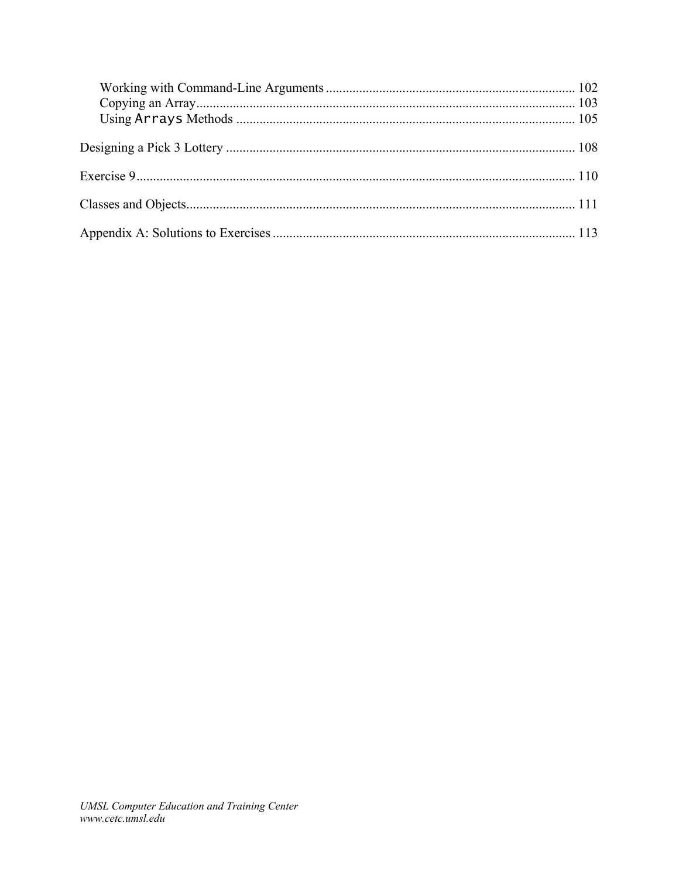Working with Command-Line Arguments .......................................................................... 102
Copying an Array.................................................................................................................. 103
Using `Arrays` Methods ..................................................................................................... 105

Designing a Pick 3 Lottery ........................................................................................................ 108

Exercise 9................................................................................................................................... 110

Classes and Objects.................................................................................................................... 111

Appendix A: Solutions to Exercises .......................................................................................... 113

*UMSL Computer Education and Training Center*
*www.cetc.umsl.edu*